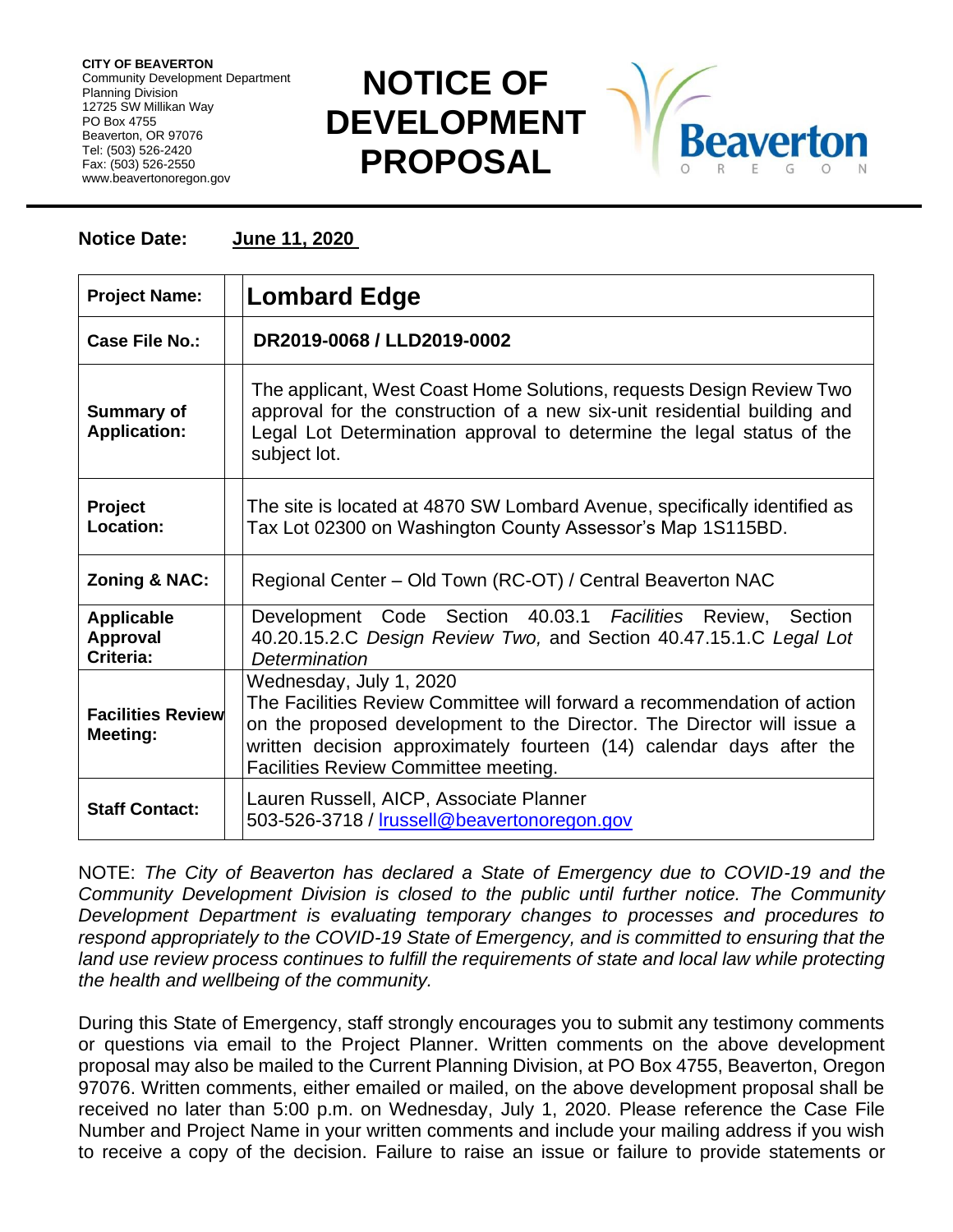**CITY OF BEAVERTON**
Community Development Department
Planning Division
12725 SW Millikan Way
PO Box 4755
Beaverton, OR 97076
Tel: (503) 526-2420
Fax: (503) 526-2550
www.beavertonoregon.gov

# NOTICE OF DEVELOPMENT PROPOSAL

Beaverton OREGON

**Notice Date:** **June 11, 2020**

| | |
|---|---|
| **Project Name:** | **Lombard Edge** |
| **Case File No.:** | **DR2019-0068 / LLD2019-0002** |
| **Summary of Application:** | The applicant, West Coast Home Solutions, requests Design Review Two approval for the construction of a new six-unit residential building and Legal Lot Determination approval to determine the legal status of the subject lot. |
| **Project Location:** | The site is located at 4870 SW Lombard Avenue, specifically identified as Tax Lot 02300 on Washington County Assessor's Map 1S115BD. |
| **Zoning & NAC:** | Regional Center – Old Town (RC-OT) / Central Beaverton NAC |
| **Applicable Approval Criteria:** | Development Code Section 40.03.1 *Facilities* Review, Section 40.20.15.2.C *Design Review Two,* and Section 40.47.15.1.C *Legal Lot Determination* |
| **Facilities Review Meeting:** | Wednesday, July 1, 2020<br>The Facilities Review Committee will forward a recommendation of action on the proposed development to the Director. The Director will issue a written decision approximately fourteen (14) calendar days after the Facilities Review Committee meeting. |
| **Staff Contact:** | Lauren Russell, AICP, Associate Planner<br>503-526-3718 / lrussell@beavertonoregon.gov |

NOTE: *The City of Beaverton has declared a State of Emergency due to COVID-19 and the Community Development Division is closed to the public until further notice. The Community Development Department is evaluating temporary changes to processes and procedures to respond appropriately to the COVID-19 State of Emergency, and is committed to ensuring that the land use review process continues to fulfill the requirements of state and local law while protecting the health and wellbeing of the community.*

During this State of Emergency, staff strongly encourages you to submit any testimony comments or questions via email to the Project Planner. Written comments on the above development proposal may also be mailed to the Current Planning Division, at PO Box 4755, Beaverton, Oregon 97076. Written comments, either emailed or mailed, on the above development proposal shall be received no later than 5:00 p.m. on Wednesday, July 1, 2020. Please reference the Case File Number and Project Name in your written comments and include your mailing address if you wish to receive a copy of the decision. Failure to raise an issue or failure to provide statements or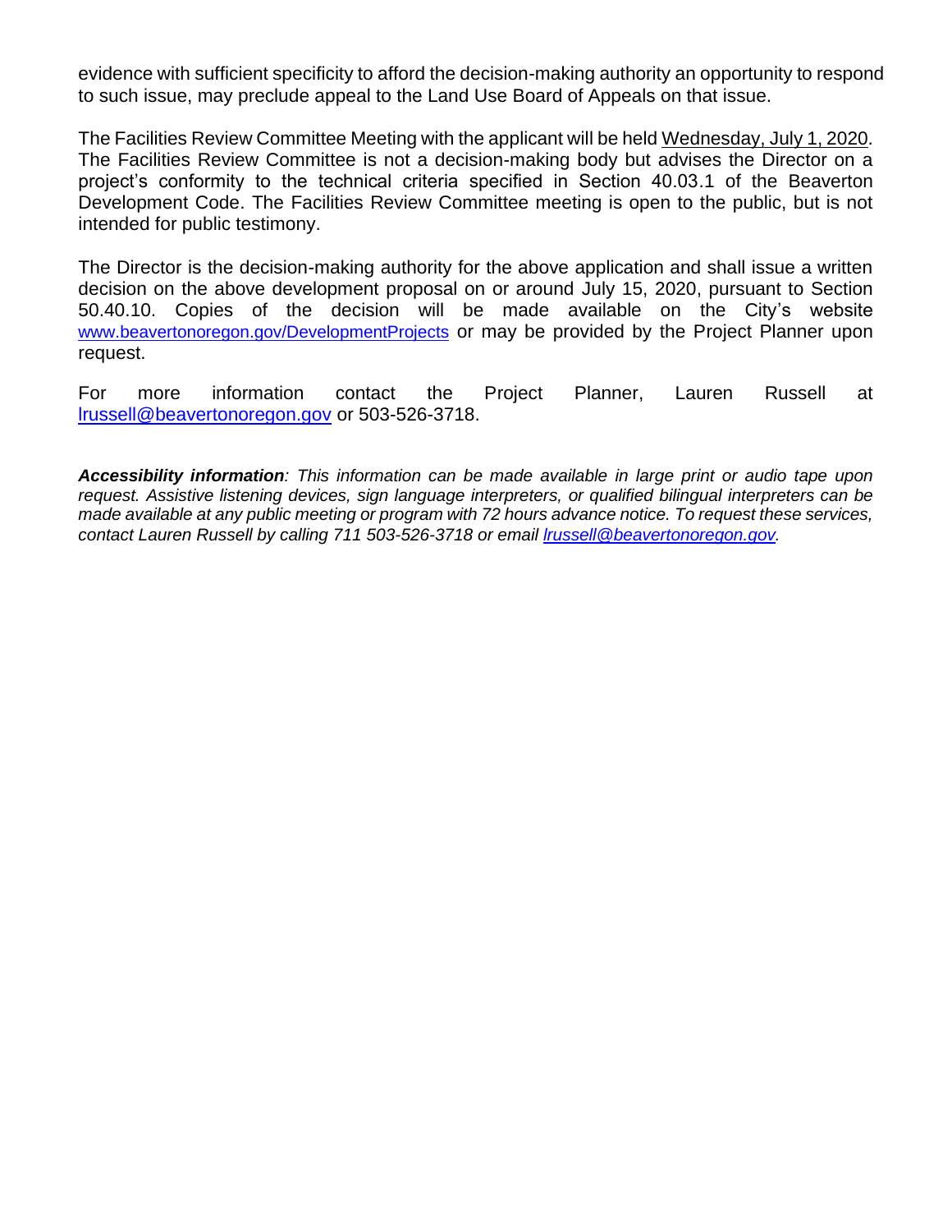evidence with sufficient specificity to afford the decision-making authority an opportunity to respond to such issue, may preclude appeal to the Land Use Board of Appeals on that issue.

The Facilities Review Committee Meeting with the applicant will be held Wednesday, July 1, 2020. The Facilities Review Committee is not a decision-making body but advises the Director on a project's conformity to the technical criteria specified in Section 40.03.1 of the Beaverton Development Code. The Facilities Review Committee meeting is open to the public, but is not intended for public testimony.

The Director is the decision-making authority for the above application and shall issue a written decision on the above development proposal on or around July 15, 2020, pursuant to Section 50.40.10. Copies of the decision will be made available on the City's website www.beavertonoregon.gov/DevelopmentProjects or may be provided by the Project Planner upon request.

For more information contact the Project Planner, Lauren Russell at lrussell@beavertonoregon.gov or 503-526-3718.

***Accessibility information****: This information can be made available in large print or audio tape upon request. Assistive listening devices, sign language interpreters, or qualified bilingual interpreters can be made available at any public meeting or program with 72 hours advance notice. To request these services, contact Lauren Russell by calling 711 503-526-3718 or email lrussell@beavertonoregon.gov.*